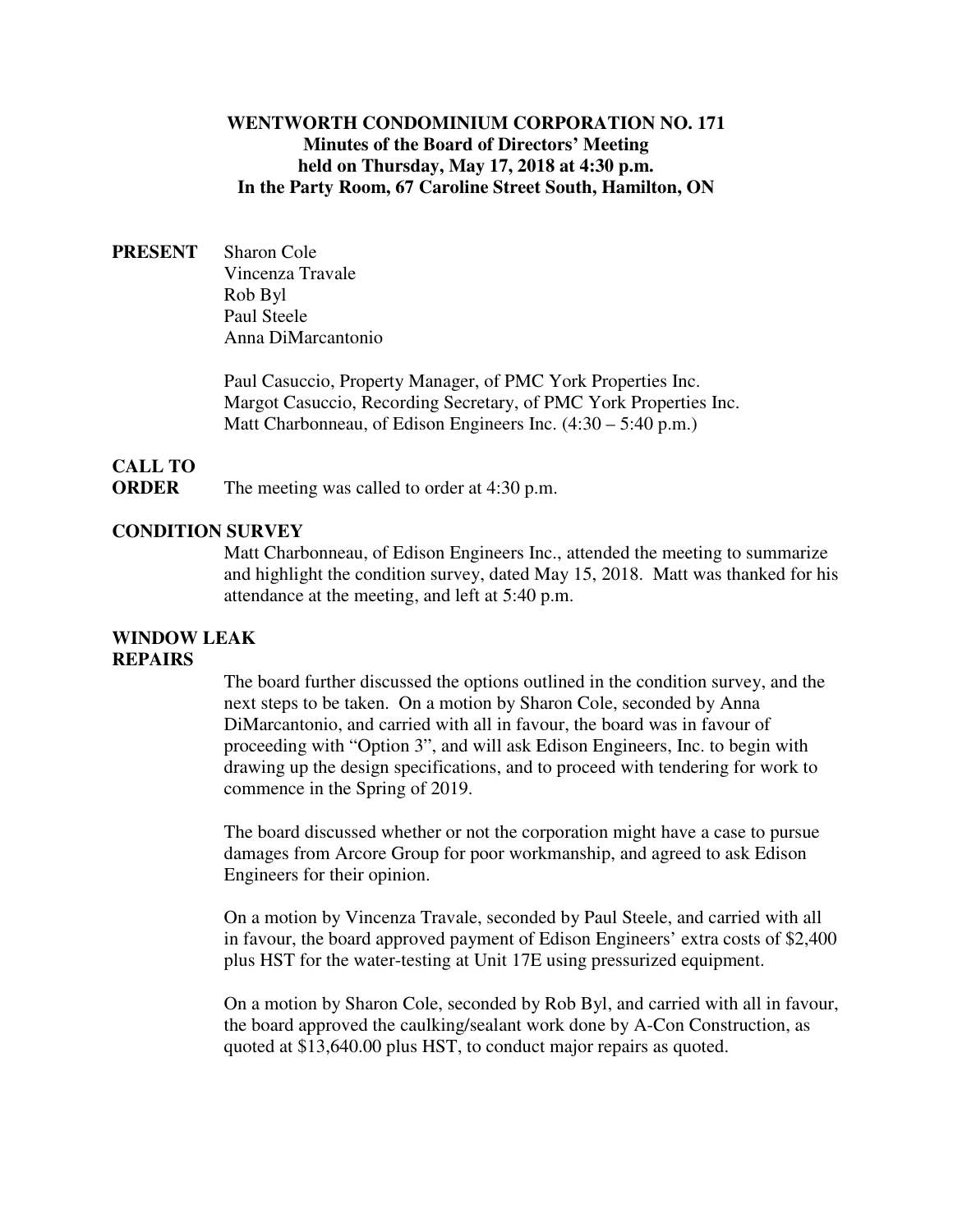**WENTWORTH CONDOMINIUM CORPORATION NO. 171**
**Minutes of the Board of Directors' Meeting**
**held on Thursday, May 17, 2018 at 4:30 p.m.**
**In the Party Room, 67 Caroline Street South, Hamilton, ON**

**PRESENT**

Sharon Cole
Vincenza Travale
Rob Byl
Paul Steele
Anna DiMarcantonio

Paul Casuccio, Property Manager, of PMC York Properties Inc.
Margot Casuccio, Recording Secretary, of PMC York Properties Inc.
Matt Charbonneau, of Edison Engineers Inc. (4:30 – 5:40 p.m.)

**CALL TO ORDER**

The meeting was called to order at 4:30 p.m.

**CONDITION SURVEY**

Matt Charbonneau, of Edison Engineers Inc., attended the meeting to summarize and highlight the condition survey, dated May 15, 2018. Matt was thanked for his attendance at the meeting, and left at 5:40 p.m.

**WINDOW LEAK REPAIRS**

The board further discussed the options outlined in the condition survey, and the next steps to be taken. On a motion by Sharon Cole, seconded by Anna DiMarcantonio, and carried with all in favour, the board was in favour of proceeding with "Option 3", and will ask Edison Engineers, Inc. to begin with drawing up the design specifications, and to proceed with tendering for work to commence in the Spring of 2019.

The board discussed whether or not the corporation might have a case to pursue damages from Arcore Group for poor workmanship, and agreed to ask Edison Engineers for their opinion.

On a motion by Vincenza Travale, seconded by Paul Steele, and carried with all in favour, the board approved payment of Edison Engineers' extra costs of $2,400 plus HST for the water-testing at Unit 17E using pressurized equipment.

On a motion by Sharon Cole, seconded by Rob Byl, and carried with all in favour, the board approved the caulking/sealant work done by A-Con Construction, as quoted at $13,640.00 plus HST, to conduct major repairs as quoted.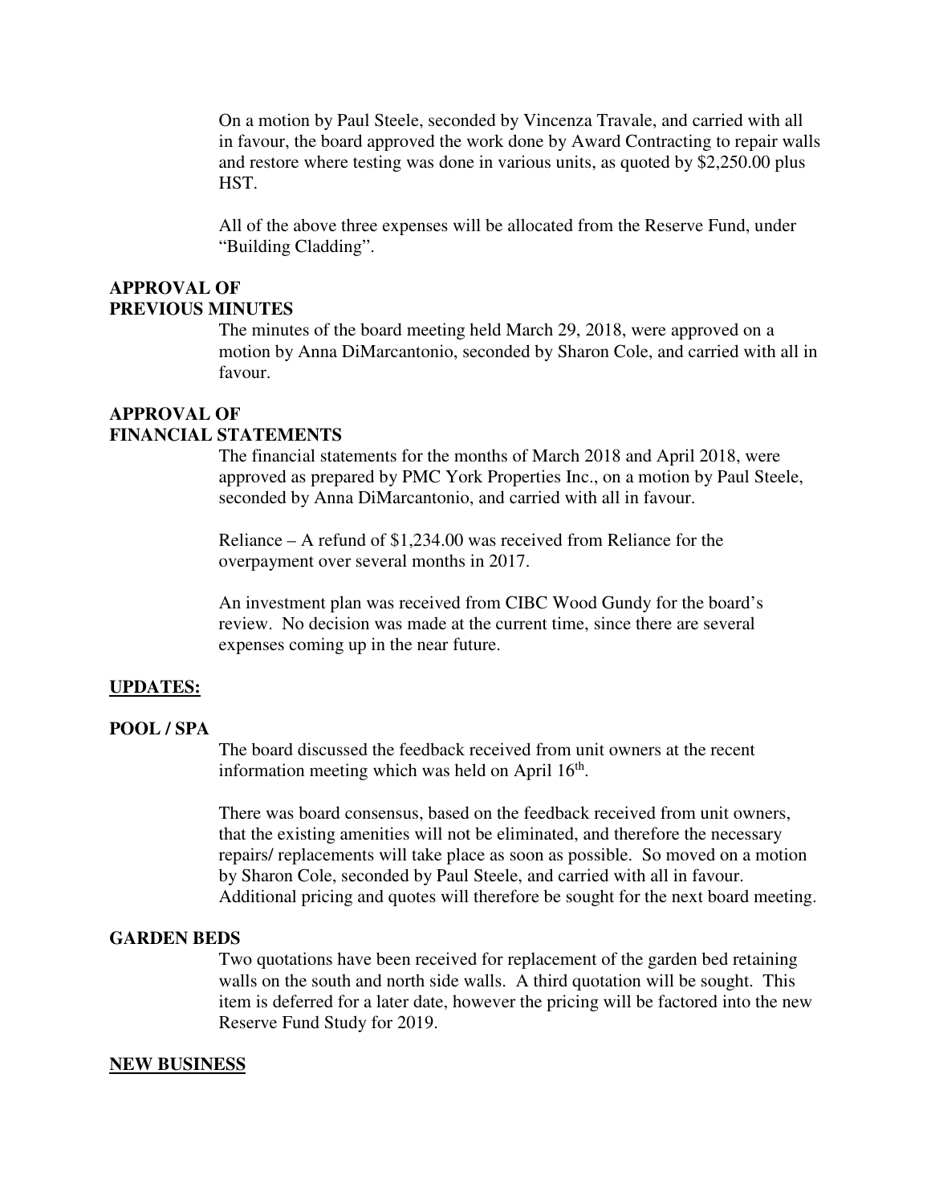On a motion by Paul Steele, seconded by Vincenza Travale, and carried with all in favour, the board approved the work done by Award Contracting to repair walls and restore where testing was done in various units, as quoted by $2,250.00 plus HST.

All of the above three expenses will be allocated from the Reserve Fund, under "Building Cladding".

**APPROVAL OF PREVIOUS MINUTES**

The minutes of the board meeting held March 29, 2018, were approved on a motion by Anna DiMarcantonio, seconded by Sharon Cole, and carried with all in favour.

**APPROVAL OF FINANCIAL STATEMENTS**

The financial statements for the months of March 2018 and April 2018, were approved as prepared by PMC York Properties Inc., on a motion by Paul Steele, seconded by Anna DiMarcantonio, and carried with all in favour.

Reliance – A refund of $1,234.00 was received from Reliance for the overpayment over several months in 2017.

An investment plan was received from CIBC Wood Gundy for the board's review. No decision was made at the current time, since there are several expenses coming up in the near future.

**UPDATES:**

**POOL / SPA**

The board discussed the feedback received from unit owners at the recent information meeting which was held on April 16th.

There was board consensus, based on the feedback received from unit owners, that the existing amenities will not be eliminated, and therefore the necessary repairs/ replacements will take place as soon as possible. So moved on a motion by Sharon Cole, seconded by Paul Steele, and carried with all in favour. Additional pricing and quotes will therefore be sought for the next board meeting.

**GARDEN BEDS**

Two quotations have been received for replacement of the garden bed retaining walls on the south and north side walls. A third quotation will be sought. This item is deferred for a later date, however the pricing will be factored into the new Reserve Fund Study for 2019.

**NEW BUSINESS**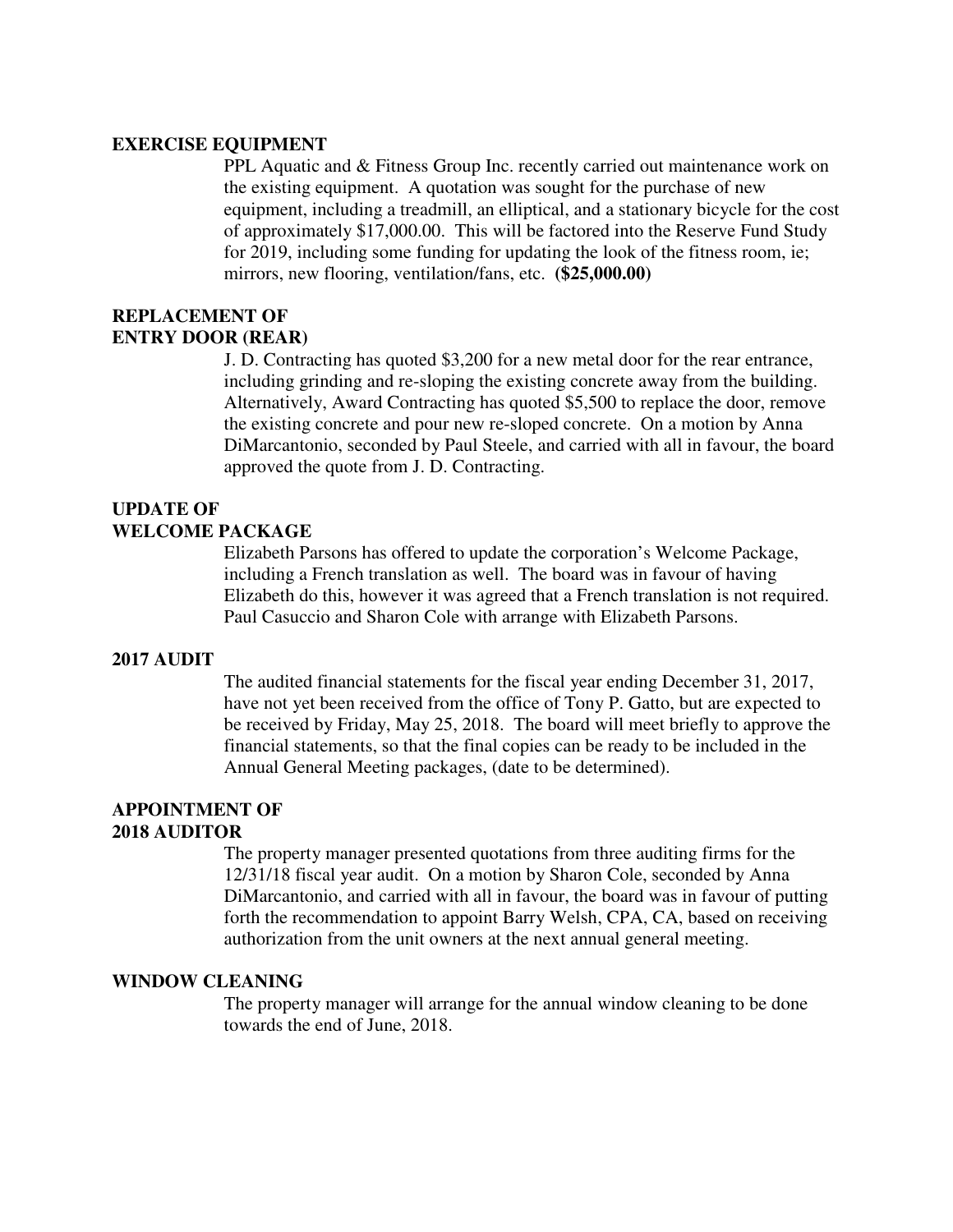**EXERCISE EQUIPMENT**

PPL Aquatic and & Fitness Group Inc. recently carried out maintenance work on the existing equipment. A quotation was sought for the purchase of new equipment, including a treadmill, an elliptical, and a stationary bicycle for the cost of approximately $17,000.00. This will be factored into the Reserve Fund Study for 2019, including some funding for updating the look of the fitness room, ie; mirrors, new flooring, ventilation/fans, etc. **($25,000.00)**

**REPLACEMENT OF ENTRY DOOR (REAR)**

J. D. Contracting has quoted $3,200 for a new metal door for the rear entrance, including grinding and re-sloping the existing concrete away from the building. Alternatively, Award Contracting has quoted $5,500 to replace the door, remove the existing concrete and pour new re-sloped concrete. On a motion by Anna DiMarcantonio, seconded by Paul Steele, and carried with all in favour, the board approved the quote from J. D. Contracting.

**UPDATE OF WELCOME PACKAGE**

Elizabeth Parsons has offered to update the corporation's Welcome Package, including a French translation as well. The board was in favour of having Elizabeth do this, however it was agreed that a French translation is not required. Paul Casuccio and Sharon Cole with arrange with Elizabeth Parsons.

**2017 AUDIT**

The audited financial statements for the fiscal year ending December 31, 2017, have not yet been received from the office of Tony P. Gatto, but are expected to be received by Friday, May 25, 2018. The board will meet briefly to approve the financial statements, so that the final copies can be ready to be included in the Annual General Meeting packages, (date to be determined).

**APPOINTMENT OF 2018 AUDITOR**

The property manager presented quotations from three auditing firms for the 12/31/18 fiscal year audit. On a motion by Sharon Cole, seconded by Anna DiMarcantonio, and carried with all in favour, the board was in favour of putting forth the recommendation to appoint Barry Welsh, CPA, CA, based on receiving authorization from the unit owners at the next annual general meeting.

**WINDOW CLEANING**

The property manager will arrange for the annual window cleaning to be done towards the end of June, 2018.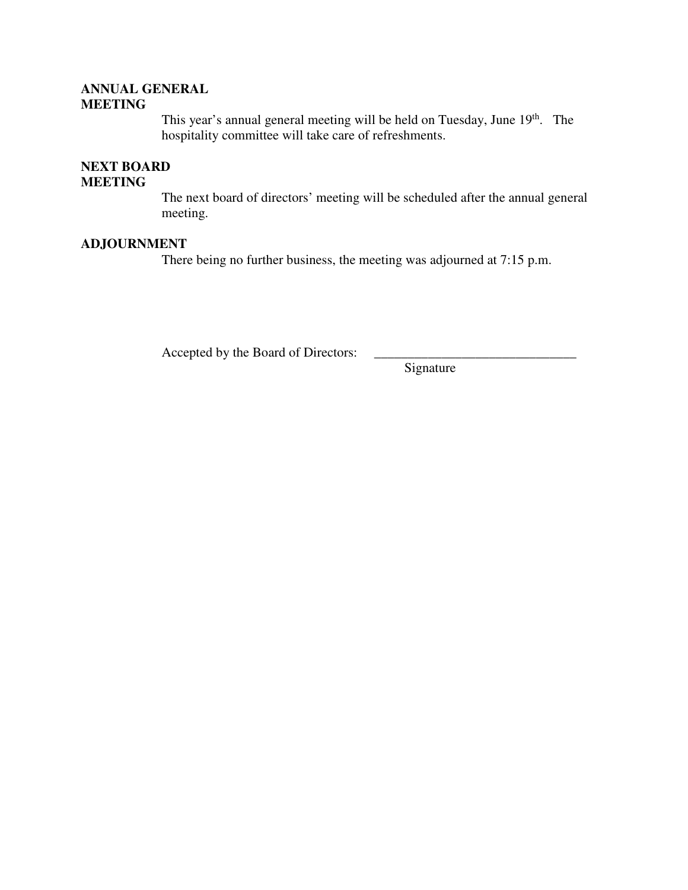**ANNUAL GENERAL MEETING**

This year's annual general meeting will be held on Tuesday, June 19th. The hospitality committee will take care of refreshments.

**NEXT BOARD MEETING**

The next board of directors' meeting will be scheduled after the annual general meeting.

**ADJOURNMENT**

There being no further business, the meeting was adjourned at 7:15 p.m.

Accepted by the Board of Directors: _______________________________

Signature